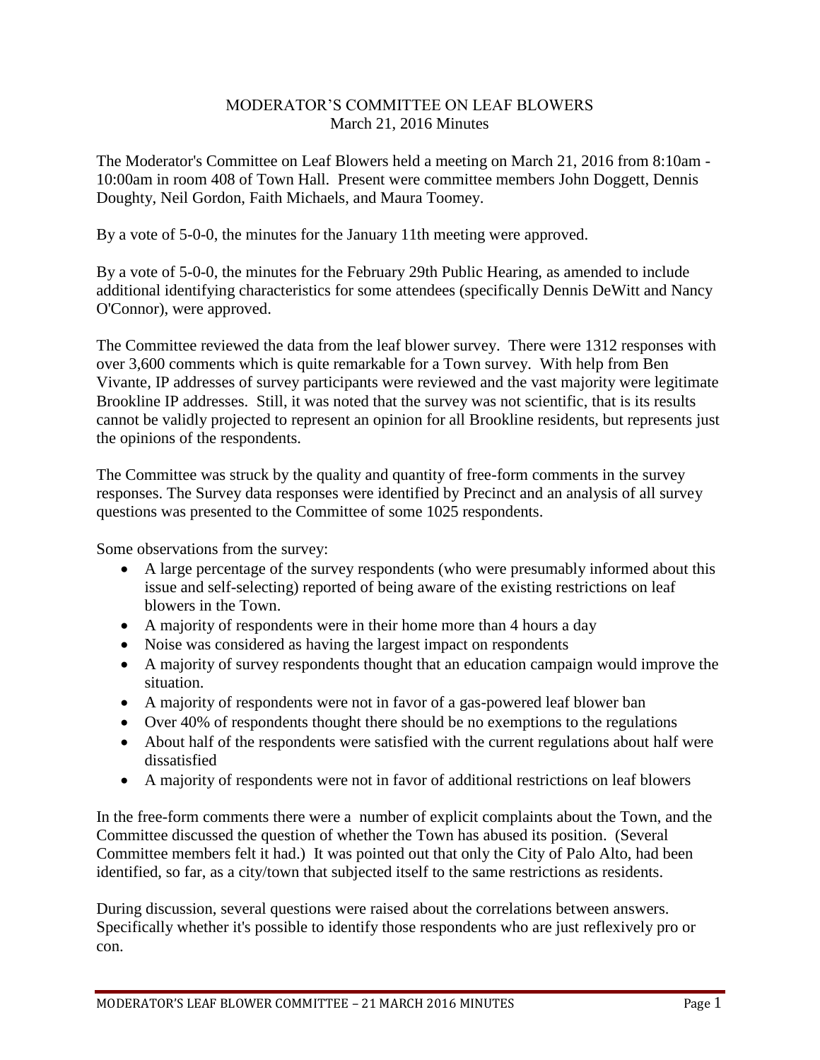# MODERATOR'S COMMITTEE ON LEAF BLOWERS

March 21, 2016 Minutes

The Moderator's Committee on Leaf Blowers held a meeting on March 21, 2016 from 8:10am - 10:00am in room 408 of Town Hall. Present were committee members John Doggett, Dennis Doughty, Neil Gordon, Faith Michaels, and Maura Toomey.

By a vote of 5-0-0, the minutes for the January 11th meeting were approved.

By a vote of 5-0-0, the minutes for the February 29th Public Hearing, as amended to include additional identifying characteristics for some attendees (specifically Dennis DeWitt and Nancy O'Connor), were approved.

The Committee reviewed the data from the leaf blower survey. There were 1312 responses with over 3,600 comments which is quite remarkable for a Town survey. With help from Ben Vivante, IP addresses of survey participants were reviewed and the vast majority were legitimate Brookline IP addresses. Still, it was noted that the survey was not scientific, that is its results cannot be validly projected to represent an opinion for all Brookline residents, but represents just the opinions of the respondents.

The Committee was struck by the quality and quantity of free-form comments in the survey responses. The Survey data responses were identified by Precinct and an analysis of all survey questions was presented to the Committee of some 1025 respondents.

Some observations from the survey:

- A large percentage of the survey respondents (who were presumably informed about this issue and self-selecting) reported of being aware of the existing restrictions on leaf blowers in the Town.
- A majority of respondents were in their home more than 4 hours a day
- Noise was considered as having the largest impact on respondents
- A majority of survey respondents thought that an education campaign would improve the situation.
- A majority of respondents were not in favor of a gas-powered leaf blower ban
- Over 40% of respondents thought there should be no exemptions to the regulations
- About half of the respondents were satisfied with the current regulations about half were dissatisfied
- A majority of respondents were not in favor of additional restrictions on leaf blowers

In the free-form comments there were a number of explicit complaints about the Town, and the Committee discussed the question of whether the Town has abused its position. (Several Committee members felt it had.) It was pointed out that only the City of Palo Alto, had been identified, so far, as a city/town that subjected itself to the same restrictions as residents.

During discussion, several questions were raised about the correlations between answers. Specifically whether it's possible to identify those respondents who are just reflexively pro or con.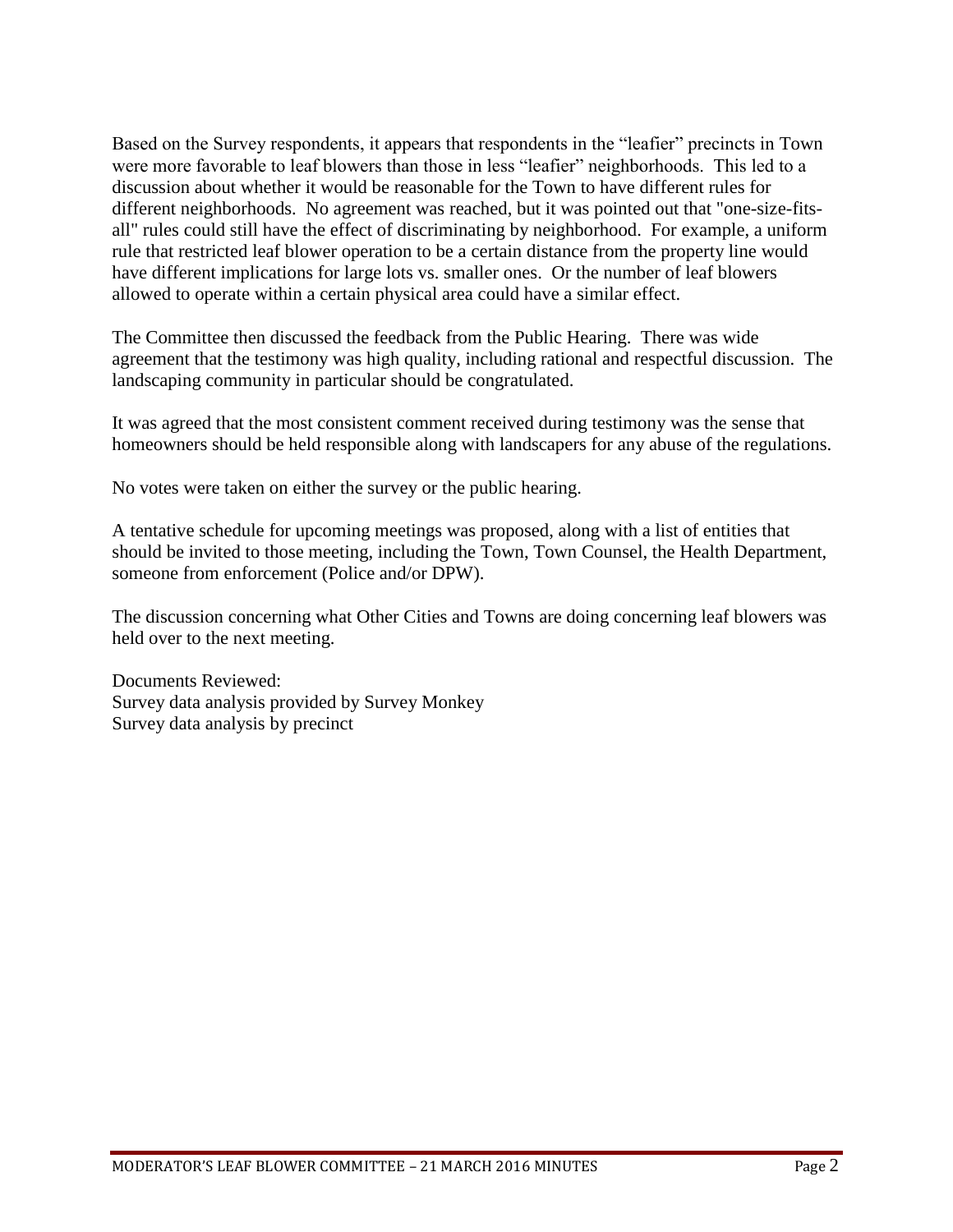Based on the Survey respondents, it appears that respondents in the "leafier" precincts in Town were more favorable to leaf blowers than those in less "leafier" neighborhoods. This led to a discussion about whether it would be reasonable for the Town to have different rules for different neighborhoods. No agreement was reached, but it was pointed out that "one-size-fits-all" rules could still have the effect of discriminating by neighborhood. For example, a uniform rule that restricted leaf blower operation to be a certain distance from the property line would have different implications for large lots vs. smaller ones. Or the number of leaf blowers allowed to operate within a certain physical area could have a similar effect.

The Committee then discussed the feedback from the Public Hearing. There was wide agreement that the testimony was high quality, including rational and respectful discussion. The landscaping community in particular should be congratulated.

It was agreed that the most consistent comment received during testimony was the sense that homeowners should be held responsible along with landscapers for any abuse of the regulations.

No votes were taken on either the survey or the public hearing.

A tentative schedule for upcoming meetings was proposed, along with a list of entities that should be invited to those meeting, including the Town, Town Counsel, the Health Department, someone from enforcement (Police and/or DPW).

The discussion concerning what Other Cities and Towns are doing concerning leaf blowers was held over to the next meeting.

Documents Reviewed:
Survey data analysis provided by Survey Monkey
Survey data analysis by precinct